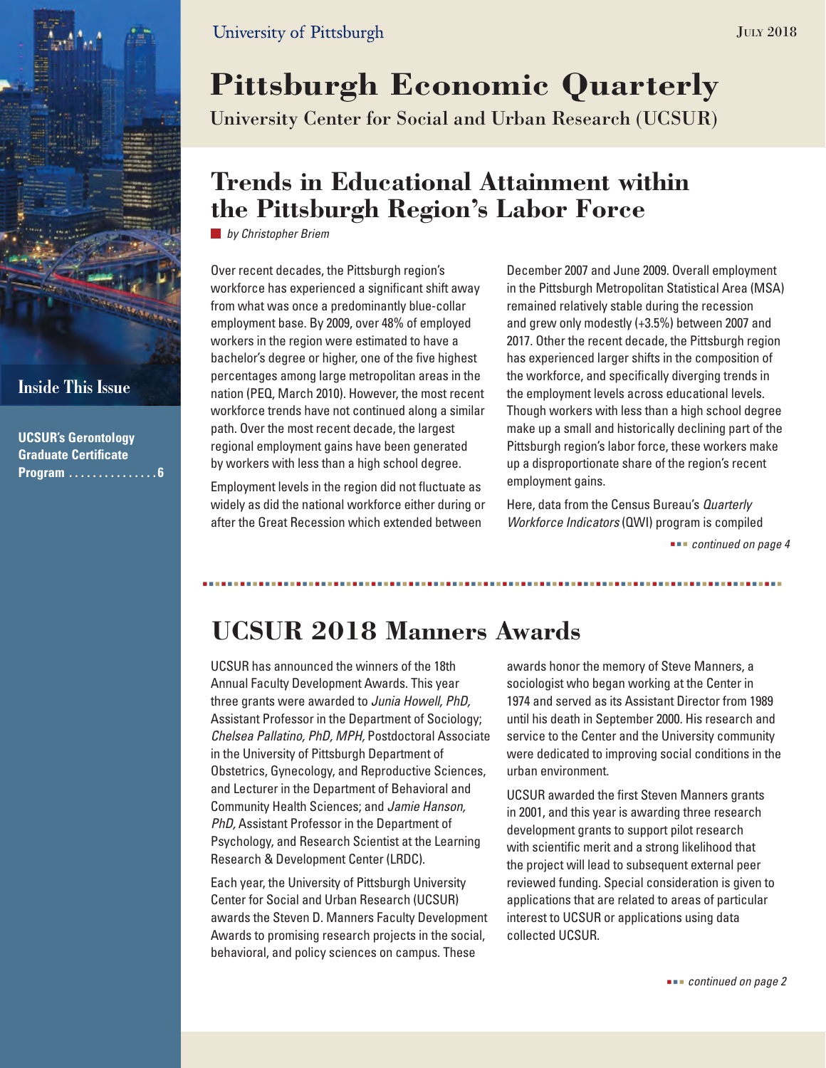University of Pittsburgh

July 2018

# Pittsburgh Economic Quarterly

University Center for Social and Urban Research (UCSUR)

## Trends in Educational Attainment within the Pittsburgh Region's Labor Force

*by Christopher Briem*

Over recent decades, the Pittsburgh region's workforce has experienced a significant shift away from what was once a predominantly blue-collar employment base. By 2009, over 48% of employed workers in the region were estimated to have a bachelor's degree or higher, one of the five highest percentages among large metropolitan areas in the nation (PEQ, March 2010). However, the most recent workforce trends have not continued along a similar path. Over the most recent decade, the largest regional employment gains have been generated by workers with less than a high school degree.

Employment levels in the region did not fluctuate as widely as did the national workforce either during or after the Great Recession which extended between December 2007 and June 2009. Overall employment in the Pittsburgh Metropolitan Statistical Area (MSA) remained relatively stable during the recession and grew only modestly (+3.5%) between 2007 and 2017. Other the recent decade, the Pittsburgh region has experienced larger shifts in the composition of the workforce, and specifically diverging trends in the employment levels across educational levels. Though workers with less than a high school degree make up a small and historically declining part of the Pittsburgh region's labor force, these workers make up a disproportionate share of the region's recent employment gains.

Here, data from the Census Bureau's *Quarterly Workforce Indicators* (QWI) program is compiled

*continued on page 4*

## Inside This Issue

**UCSUR's Gerontology Graduate Certificate Program ...............6**

## UCSUR 2018 Manners Awards

UCSUR has announced the winners of the 18th Annual Faculty Development Awards. This year three grants were awarded to *Junia Howell, PhD,* Assistant Professor in the Department of Sociology; *Chelsea Pallatino, PhD, MPH,* Postdoctoral Associate in the University of Pittsburgh Department of Obstetrics, Gynecology, and Reproductive Sciences, and Lecturer in the Department of Behavioral and Community Health Sciences; and *Jamie Hanson, PhD,* Assistant Professor in the Department of Psychology, and Research Scientist at the Learning Research & Development Center (LRDC).

Each year, the University of Pittsburgh University Center for Social and Urban Research (UCSUR) awards the Steven D. Manners Faculty Development Awards to promising research projects in the social, behavioral, and policy sciences on campus. These awards honor the memory of Steve Manners, a sociologist who began working at the Center in 1974 and served as its Assistant Director from 1989 until his death in September 2000. His research and service to the Center and the University community were dedicated to improving social conditions in the urban environment.

UCSUR awarded the first Steven Manners grants in 2001, and this year is awarding three research development grants to support pilot research with scientific merit and a strong likelihood that the project will lead to subsequent external peer reviewed funding. Special consideration is given to applications that are related to areas of particular interest to UCSUR or applications using data collected UCSUR.

*continued on page 2*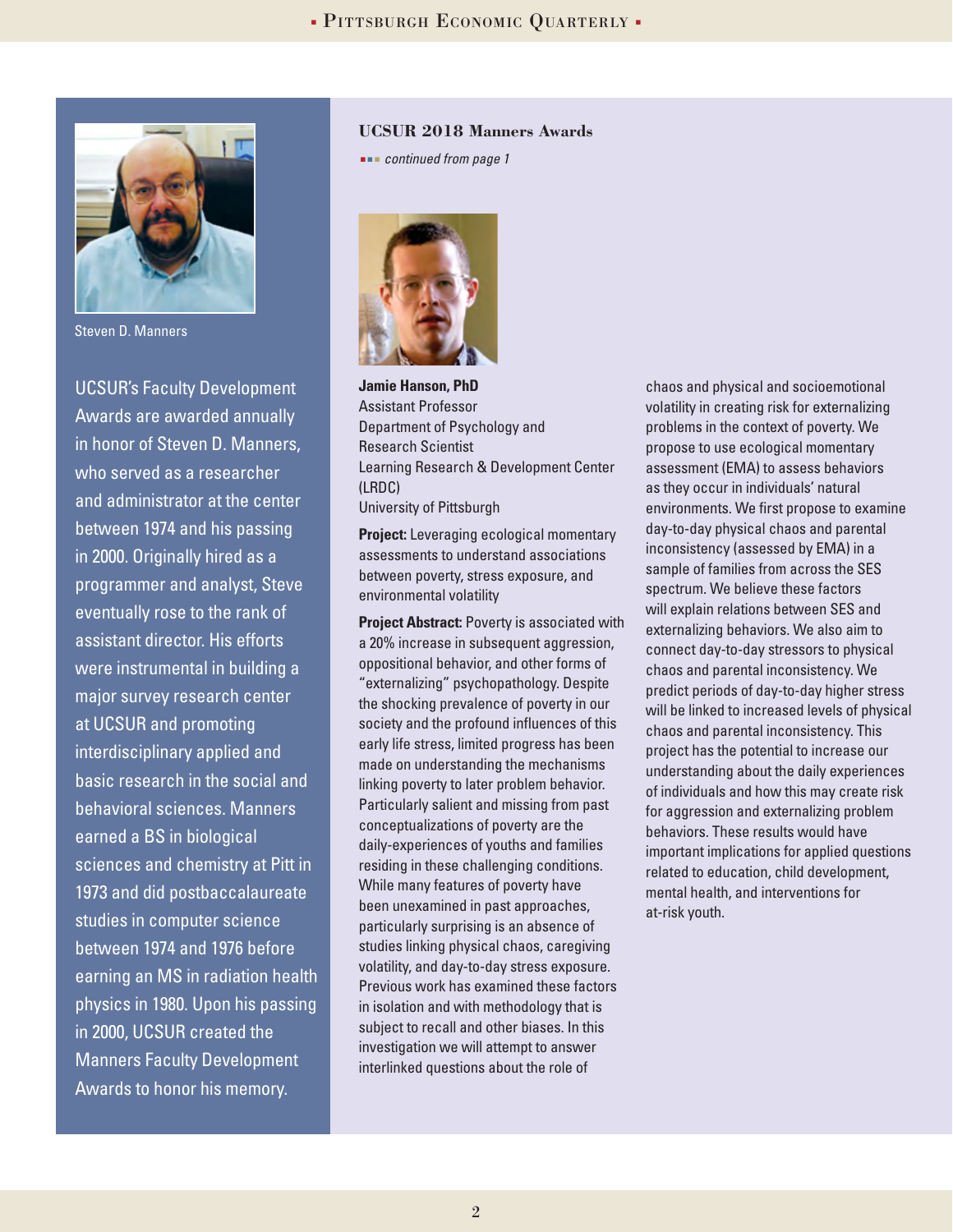Steven D. Manners

UCSUR's Faculty Development Awards are awarded annually in honor of Steven D. Manners, who served as a researcher and administrator at the center between 1974 and his passing in 2000. Originally hired as a programmer and analyst, Steve eventually rose to the rank of assistant director. His efforts were instrumental in building a major survey research center at UCSUR and promoting interdisciplinary applied and basic research in the social and behavioral sciences. Manners earned a BS in biological sciences and chemistry at Pitt in 1973 and did postbaccalaureate studies in computer science between 1974 and 1976 before earning an MS in radiation health physics in 1980. Upon his passing in 2000, UCSUR created the Manners Faculty Development Awards to honor his memory.

### UCSUR 2018 Manners Awards

*continued from page 1*

**Jamie Hanson, PhD**
Assistant Professor
Department of Psychology and
Research Scientist
Learning Research & Development Center (LRDC)
University of Pittsburgh

**Project:** Leveraging ecological momentary assessments to understand associations between poverty, stress exposure, and environmental volatility

**Project Abstract:** Poverty is associated with a 20% increase in subsequent aggression, oppositional behavior, and other forms of "externalizing" psychopathology. Despite the shocking prevalence of poverty in our society and the profound influences of this early life stress, limited progress has been made on understanding the mechanisms linking poverty to later problem behavior. Particularly salient and missing from past conceptualizations of poverty are the daily-experiences of youths and families residing in these challenging conditions. While many features of poverty have been unexamined in past approaches, particularly surprising is an absence of studies linking physical chaos, caregiving volatility, and day-to-day stress exposure. Previous work has examined these factors in isolation and with methodology that is subject to recall and other biases. In this investigation we will attempt to answer interlinked questions about the role of chaos and physical and socioemotional volatility in creating risk for externalizing problems in the context of poverty. We propose to use ecological momentary assessment (EMA) to assess behaviors as they occur in individuals' natural environments. We first propose to examine day-to-day physical chaos and parental inconsistency (assessed by EMA) in a sample of families from across the SES spectrum. We believe these factors will explain relations between SES and externalizing behaviors. We also aim to connect day-to-day stressors to physical chaos and parental inconsistency. We predict periods of day-to-day higher stress will be linked to increased levels of physical chaos and parental inconsistency. This project has the potential to increase our understanding about the daily experiences of individuals and how this may create risk for aggression and externalizing problem behaviors. These results would have important implications for applied questions related to education, child development, mental health, and interventions for at-risk youth.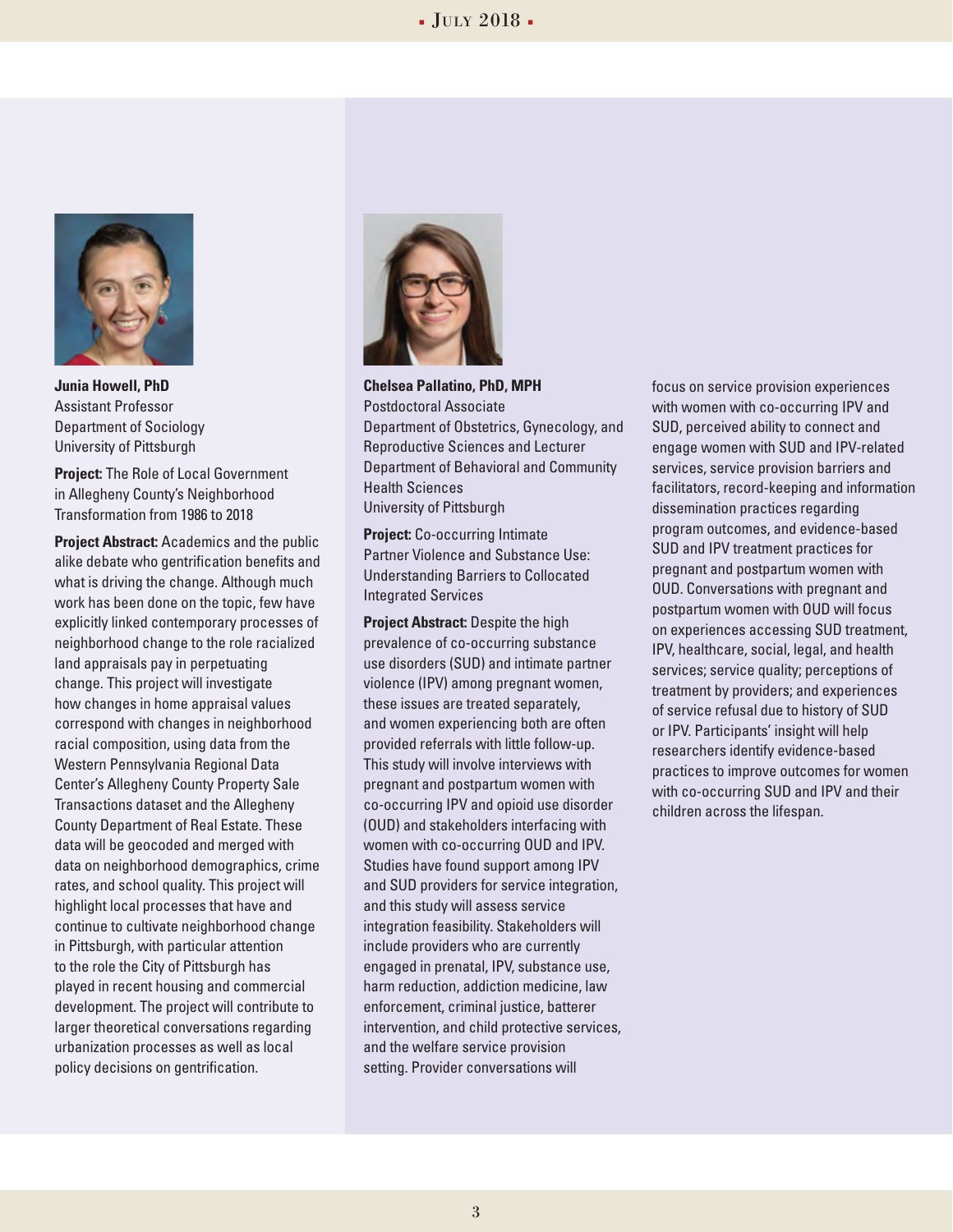**Junia Howell, PhD**
Assistant Professor
Department of Sociology
University of Pittsburgh

**Project:** The Role of Local Government in Allegheny County's Neighborhood Transformation from 1986 to 2018

**Project Abstract:** Academics and the public alike debate who gentrification benefits and what is driving the change. Although much work has been done on the topic, few have explicitly linked contemporary processes of neighborhood change to the role racialized land appraisals pay in perpetuating change. This project will investigate how changes in home appraisal values correspond with changes in neighborhood racial composition, using data from the Western Pennsylvania Regional Data Center's Allegheny County Property Sale Transactions dataset and the Allegheny County Department of Real Estate. These data will be geocoded and merged with data on neighborhood demographics, crime rates, and school quality. This project will highlight local processes that have and continue to cultivate neighborhood change in Pittsburgh, with particular attention to the role the City of Pittsburgh has played in recent housing and commercial development. The project will contribute to larger theoretical conversations regarding urbanization processes as well as local policy decisions on gentrification.

**Chelsea Pallatino, PhD, MPH**
Postdoctoral Associate
Department of Obstetrics, Gynecology, and Reproductive Sciences and Lecturer
Department of Behavioral and Community Health Sciences
University of Pittsburgh

**Project:** Co-occurring Intimate Partner Violence and Substance Use: Understanding Barriers to Collocated Integrated Services

**Project Abstract:** Despite the high prevalence of co-occurring substance use disorders (SUD) and intimate partner violence (IPV) among pregnant women, these issues are treated separately, and women experiencing both are often provided referrals with little follow-up. This study will involve interviews with pregnant and postpartum women with co-occurring IPV and opioid use disorder (OUD) and stakeholders interfacing with women with co-occurring OUD and IPV. Studies have found support among IPV and SUD providers for service integration, and this study will assess service integration feasibility. Stakeholders will include providers who are currently engaged in prenatal, IPV, substance use, harm reduction, addiction medicine, law enforcement, criminal justice, batterer intervention, and child protective services, and the welfare service provision setting. Provider conversations will focus on service provision experiences with women with co-occurring IPV and SUD, perceived ability to connect and engage women with SUD and IPV-related services, service provision barriers and facilitators, record-keeping and information dissemination practices regarding program outcomes, and evidence-based SUD and IPV treatment practices for pregnant and postpartum women with OUD. Conversations with pregnant and postpartum women with OUD will focus on experiences accessing SUD treatment, IPV, healthcare, social, legal, and health services; service quality; perceptions of treatment by providers; and experiences of service refusal due to history of SUD or IPV. Participants' insight will help researchers identify evidence-based practices to improve outcomes for women with co-occurring SUD and IPV and their children across the lifespan.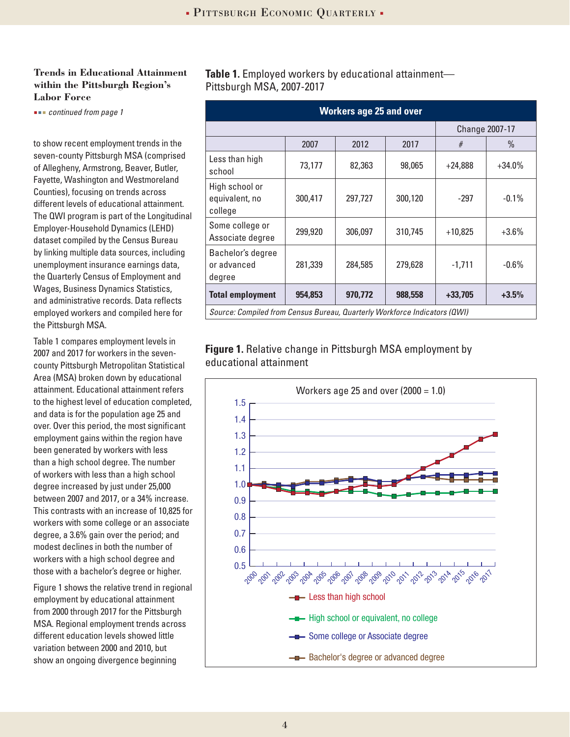### Trends in Educational Attainment within the Pittsburgh Region's Labor Force

*continued from page 1*

to show recent employment trends in the seven-county Pittsburgh MSA (comprised of Allegheny, Armstrong, Beaver, Butler, Fayette, Washington and Westmoreland Counties), focusing on trends across different levels of educational attainment. The QWI program is part of the Longitudinal Employer-Household Dynamics (LEHD) dataset compiled by the Census Bureau by linking multiple data sources, including unemployment insurance earnings data, the Quarterly Census of Employment and Wages, Business Dynamics Statistics, and administrative records. Data reflects employed workers and compiled here for the Pittsburgh MSA.

Table 1 compares employment levels in 2007 and 2017 for workers in the seven-county Pittsburgh Metropolitan Statistical Area (MSA) broken down by educational attainment. Educational attainment refers to the highest level of education completed, and data is for the population age 25 and over. Over this period, the most significant employment gains within the region have been generated by workers with less than a high school degree. The number of workers with less than a high school degree increased by just under 25,000 between 2007 and 2017, or a 34% increase. This contrasts with an increase of 10,825 for workers with some college or an associate degree, a 3.6% gain over the period; and modest declines in both the number of workers with a high school degree and those with a bachelor's degree or higher.

Figure 1 shows the relative trend in regional employment by educational attainment from 2000 through 2017 for the Pittsburgh MSA. Regional employment trends across different education levels showed little variation between 2000 and 2010, but show an ongoing divergence beginning

**Table 1.** Employed workers by educational attainment—Pittsburgh MSA, 2007-2017

| Workers age 25 and over | | | | Change 2007-17 | |
|---|---|---|---|---|---|
| | 2007 | 2012 | 2017 | # | % |
| Less than high school | 73,177 | 82,363 | 98,065 | +24,888 | +34.0% |
| High school or equivalent, no college | 300,417 | 297,727 | 300,120 | -297 | -0.1% |
| Some college or Associate degree | 299,920 | 306,097 | 310,745 | +10,825 | +3.6% |
| Bachelor's degree or advanced degree | 281,339 | 284,585 | 279,628 | -1,711 | -0.6% |
| **Total employment** | **954,853** | **970,772** | **988,558** | **+33,705** | **+3.5%** |

*Source: Compiled from Census Bureau, Quarterly Workforce Indicators (QWI)*

**Figure 1.** Relative change in Pittsburgh MSA employment by educational attainment

Workers age 25 and over (2000 = 1.0)

Legend: Less than high school; High school or equivalent, no college; Some college or Associate degree; Bachelor's degree or advanced degree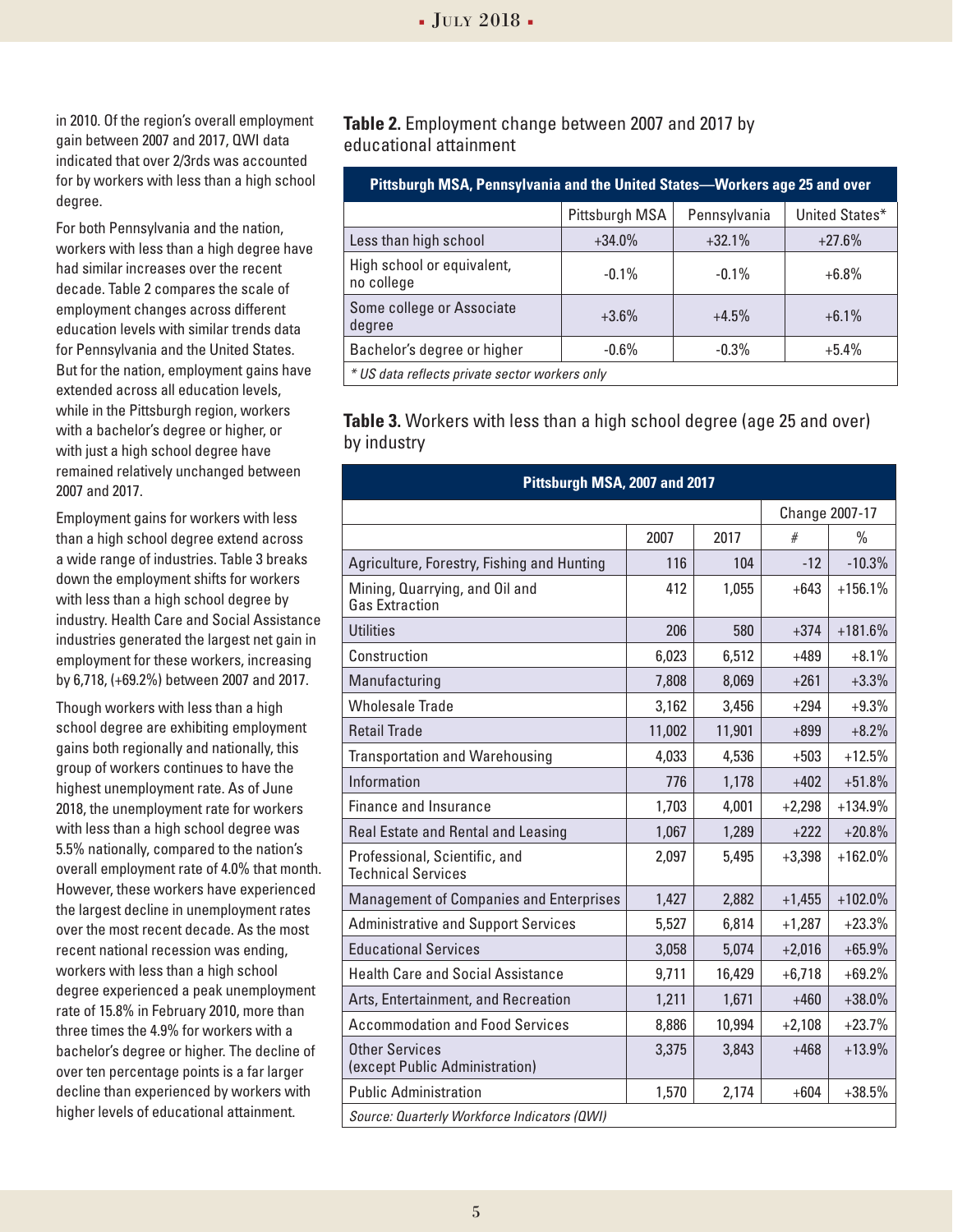in 2010. Of the region's overall employment gain between 2007 and 2017, QWI data indicated that over 2/3rds was accounted for by workers with less than a high school degree.

For both Pennsylvania and the nation, workers with less than a high degree have had similar increases over the recent decade. Table 2 compares the scale of employment changes across different education levels with similar trends data for Pennsylvania and the United States. But for the nation, employment gains have extended across all education levels, while in the Pittsburgh region, workers with a bachelor's degree or higher, or with just a high school degree have remained relatively unchanged between 2007 and 2017.

Employment gains for workers with less than a high school degree extend across a wide range of industries. Table 3 breaks down the employment shifts for workers with less than a high school degree by industry. Health Care and Social Assistance industries generated the largest net gain in employment for these workers, increasing by 6,718, (+69.2%) between 2007 and 2017.

Though workers with less than a high school degree are exhibiting employment gains both regionally and nationally, this group of workers continues to have the highest unemployment rate. As of June 2018, the unemployment rate for workers with less than a high school degree was 5.5% nationally, compared to the nation's overall employment rate of 4.0% that month. However, these workers have experienced the largest decline in unemployment rates over the most recent decade. As the most recent national recession was ending, workers with less than a high school degree experienced a peak unemployment rate of 15.8% in February 2010, more than three times the 4.9% for workers with a bachelor's degree or higher. The decline of over ten percentage points is a far larger decline than experienced by workers with higher levels of educational attainment.

**Table 2.** Employment change between 2007 and 2017 by educational attainment

| Pittsburgh MSA, Pennsylvania and the United States—Workers age 25 and over | | | |
|---|---|---|---|
| | Pittsburgh MSA | Pennsylvania | United States* |
| Less than high school | +34.0% | +32.1% | +27.6% |
| High school or equivalent, no college | -0.1% | -0.1% | +6.8% |
| Some college or Associate degree | +3.6% | +4.5% | +6.1% |
| Bachelor's degree or higher | -0.6% | -0.3% | +5.4% |

*\* US data reflects private sector workers only*

**Table 3.** Workers with less than a high school degree (age 25 and over) by industry

| Pittsburgh MSA, 2007 and 2017 | | | | |
|---|---|---|---|---|
| | | | Change 2007-17 | |
| | 2007 | 2017 | # | % |
| Agriculture, Forestry, Fishing and Hunting | 116 | 104 | -12 | -10.3% |
| Mining, Quarrying, and Oil and Gas Extraction | 412 | 1,055 | +643 | +156.1% |
| Utilities | 206 | 580 | +374 | +181.6% |
| Construction | 6,023 | 6,512 | +489 | +8.1% |
| Manufacturing | 7,808 | 8,069 | +261 | +3.3% |
| Wholesale Trade | 3,162 | 3,456 | +294 | +9.3% |
| Retail Trade | 11,002 | 11,901 | +899 | +8.2% |
| Transportation and Warehousing | 4,033 | 4,536 | +503 | +12.5% |
| Information | 776 | 1,178 | +402 | +51.8% |
| Finance and Insurance | 1,703 | 4,001 | +2,298 | +134.9% |
| Real Estate and Rental and Leasing | 1,067 | 1,289 | +222 | +20.8% |
| Professional, Scientific, and Technical Services | 2,097 | 5,495 | +3,398 | +162.0% |
| Management of Companies and Enterprises | 1,427 | 2,882 | +1,455 | +102.0% |
| Administrative and Support Services | 5,527 | 6,814 | +1,287 | +23.3% |
| Educational Services | 3,058 | 5,074 | +2,016 | +65.9% |
| Health Care and Social Assistance | 9,711 | 16,429 | +6,718 | +69.2% |
| Arts, Entertainment, and Recreation | 1,211 | 1,671 | +460 | +38.0% |
| Accommodation and Food Services | 8,886 | 10,994 | +2,108 | +23.7% |
| Other Services (except Public Administration) | 3,375 | 3,843 | +468 | +13.9% |
| Public Administration | 1,570 | 2,174 | +604 | +38.5% |

*Source: Quarterly Workforce Indicators (QWI)*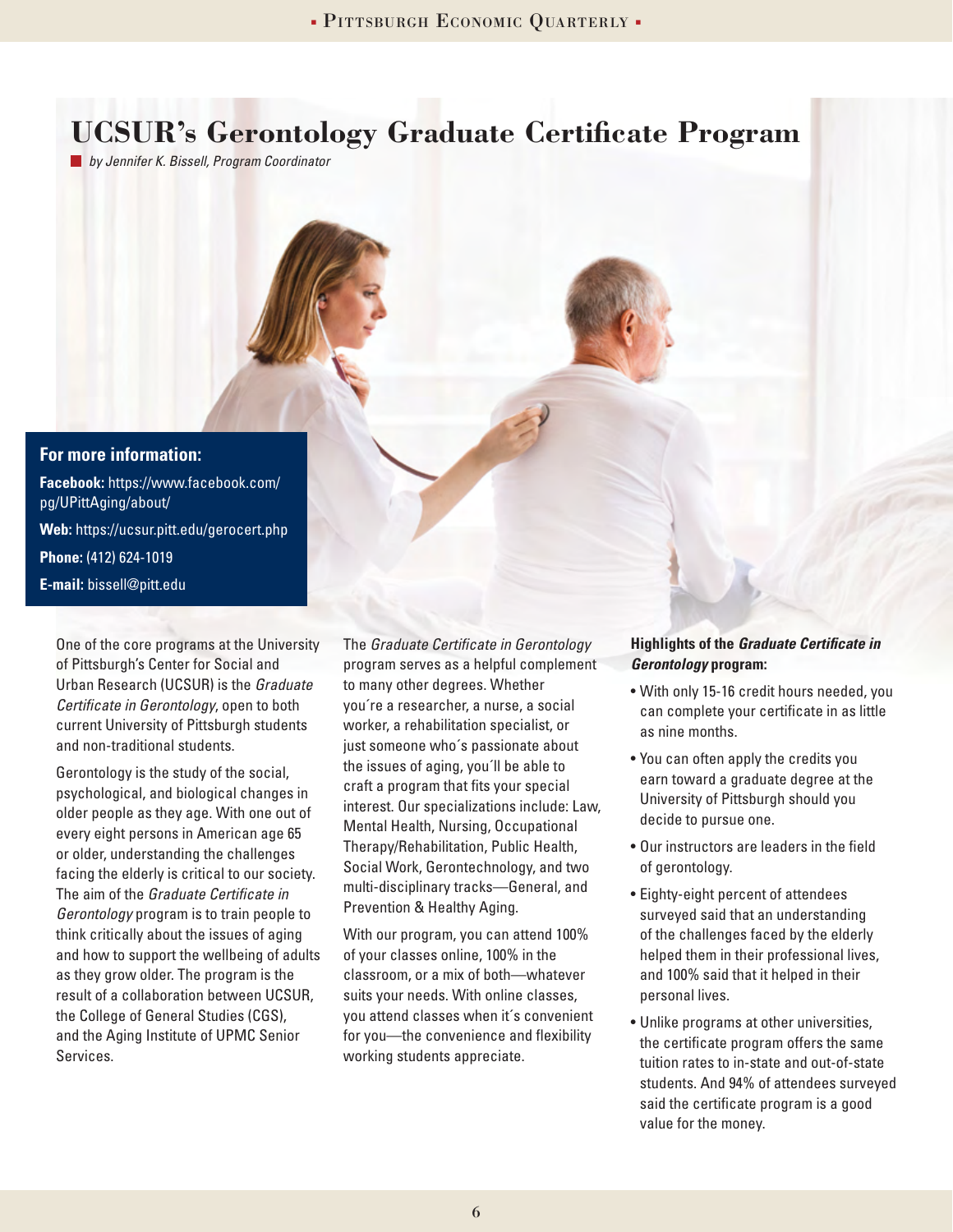# UCSUR's Gerontology Graduate Certificate Program

*by Jennifer K. Bissell, Program Coordinator*

**For more information:**

**Facebook:** https://www.facebook.com/pg/UPittAging/about/

**Web:** https://ucsur.pitt.edu/gerocert.php

**Phone:** (412) 624-1019

**E-mail:** bissell@pitt.edu

One of the core programs at the University of Pittsburgh's Center for Social and Urban Research (UCSUR) is the *Graduate Certificate in Gerontology*, open to both current University of Pittsburgh students and non-traditional students.

Gerontology is the study of the social, psychological, and biological changes in older people as they age. With one out of every eight persons in American age 65 or older, understanding the challenges facing the elderly is critical to our society. The aim of the *Graduate Certificate in Gerontology* program is to train people to think critically about the issues of aging and how to support the wellbeing of adults as they grow older. The program is the result of a collaboration between UCSUR, the College of General Studies (CGS), and the Aging Institute of UPMC Senior Services.

The *Graduate Certificate in Gerontology* program serves as a helpful complement to many other degrees. Whether you´re a researcher, a nurse, a social worker, a rehabilitation specialist, or just someone who´s passionate about the issues of aging, you´ll be able to craft a program that fits your special interest. Our specializations include: Law, Mental Health, Nursing, Occupational Therapy/Rehabilitation, Public Health, Social Work, Gerontechnology, and two multi-disciplinary tracks—General, and Prevention & Healthy Aging.

With our program, you can attend 100% of your classes online, 100% in the classroom, or a mix of both—whatever suits your needs. With online classes, you attend classes when it´s convenient for you—the convenience and flexibility working students appreciate.

**Highlights of the *Graduate Certificate in Gerontology* program:**

- With only 15-16 credit hours needed, you can complete your certificate in as little as nine months.
- You can often apply the credits you earn toward a graduate degree at the University of Pittsburgh should you decide to pursue one.
- Our instructors are leaders in the field of gerontology.
- Eighty-eight percent of attendees surveyed said that an understanding of the challenges faced by the elderly helped them in their professional lives, and 100% said that it helped in their personal lives.
- Unlike programs at other universities, the certificate program offers the same tuition rates to in-state and out-of-state students. And 94% of attendees surveyed said the certificate program is a good value for the money.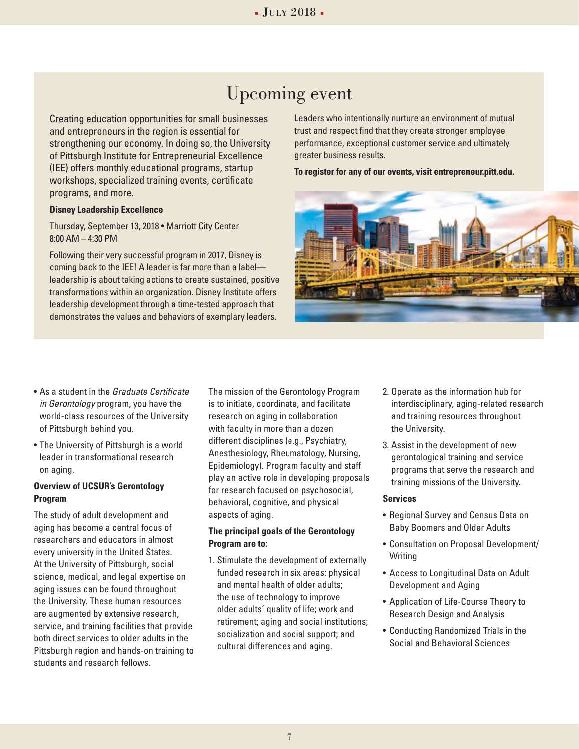## Upcoming event

Creating education opportunities for small businesses and entrepreneurs in the region is essential for strengthening our economy. In doing so, the University of Pittsburgh Institute for Entrepreneurial Excellence (IEE) offers monthly educational programs, startup workshops, specialized training events, certificate programs, and more.

**Disney Leadership Excellence**

Thursday, September 13, 2018 • Marriott City Center
8:00 AM – 4:30 PM

Following their very successful program in 2017, Disney is coming back to the IEE! A leader is far more than a label—leadership is about taking actions to create sustained, positive transformations within an organization. Disney Institute offers leadership development through a time-tested approach that demonstrates the values and behaviors of exemplary leaders. Leaders who intentionally nurture an environment of mutual trust and respect find that they create stronger employee performance, exceptional customer service and ultimately greater business results.

**To register for any of our events, visit entrepreneur.pitt.edu.**

- As a student in the *Graduate Certificate in Gerontology* program, you have the world-class resources of the University of Pittsburgh behind you.
- The University of Pittsburgh is a world leader in transformational research on aging.

**Overview of UCSUR's Gerontology Program**

The study of adult development and aging has become a central focus of researchers and educators in almost every university in the United States. At the University of Pittsburgh, social science, medical, and legal expertise on aging issues can be found throughout the University. These human resources are augmented by extensive research, service, and training facilities that provide both direct services to older adults in the Pittsburgh region and hands-on training to students and research fellows.

The mission of the Gerontology Program is to initiate, coordinate, and facilitate research on aging in collaboration with faculty in more than a dozen different disciplines (e.g., Psychiatry, Anesthesiology, Rheumatology, Nursing, Epidemiology). Program faculty and staff play an active role in developing proposals for research focused on psychosocial, behavioral, cognitive, and physical aspects of aging.

**The principal goals of the Gerontology Program are to:**

1. Stimulate the development of externally funded research in six areas: physical and mental health of older adults; the use of technology to improve older adults´ quality of life; work and retirement; aging and social institutions; socialization and social support; and cultural differences and aging.
2. Operate as the information hub for interdisciplinary, aging-related research and training resources throughout the University.
3. Assist in the development of new gerontological training and service programs that serve the research and training missions of the University.

**Services**

- Regional Survey and Census Data on Baby Boomers and Older Adults
- Consultation on Proposal Development/Writing
- Access to Longitudinal Data on Adult Development and Aging
- Application of Life-Course Theory to Research Design and Analysis
- Conducting Randomized Trials in the Social and Behavioral Sciences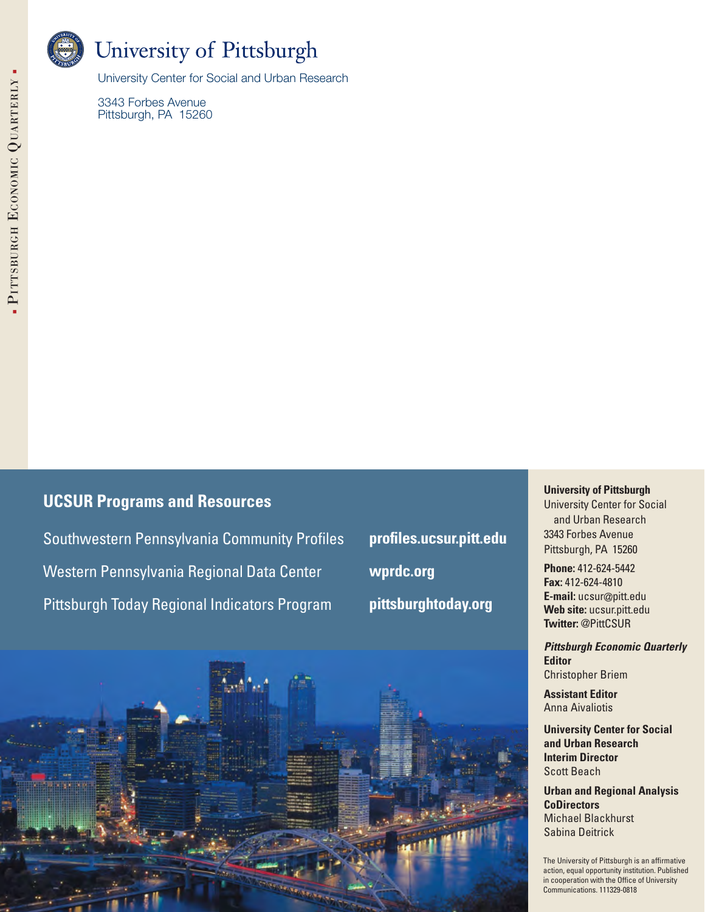University of Pittsburgh

University Center for Social and Urban Research

3343 Forbes Avenue
Pittsburgh, PA 15260

## UCSUR Programs and Resources

| | |
|---|---|
| Southwestern Pennsylvania Community Profiles | **profiles.ucsur.pitt.edu** |
| Western Pennsylvania Regional Data Center | **wprdc.org** |
| Pittsburgh Today Regional Indicators Program | **pittsburghtoday.org** |

**University of Pittsburgh**
University Center for Social and Urban Research
3343 Forbes Avenue
Pittsburgh, PA 15260

**Phone:** 412-624-5442
**Fax:** 412-624-4810
**E-mail:** ucsur@pitt.edu
**Web site:** ucsur.pitt.edu
**Twitter:** @PittCSUR

***Pittsburgh Economic Quarterly***
**Editor**
Christopher Briem

**Assistant Editor**
Anna Aivaliotis

**University Center for Social and Urban Research Interim Director**
Scott Beach

**Urban and Regional Analysis CoDirectors**
Michael Blackhurst
Sabina Deitrick

The University of Pittsburgh is an affirmative action, equal opportunity institution. Published in cooperation with the Office of University Communications. 111329-0818